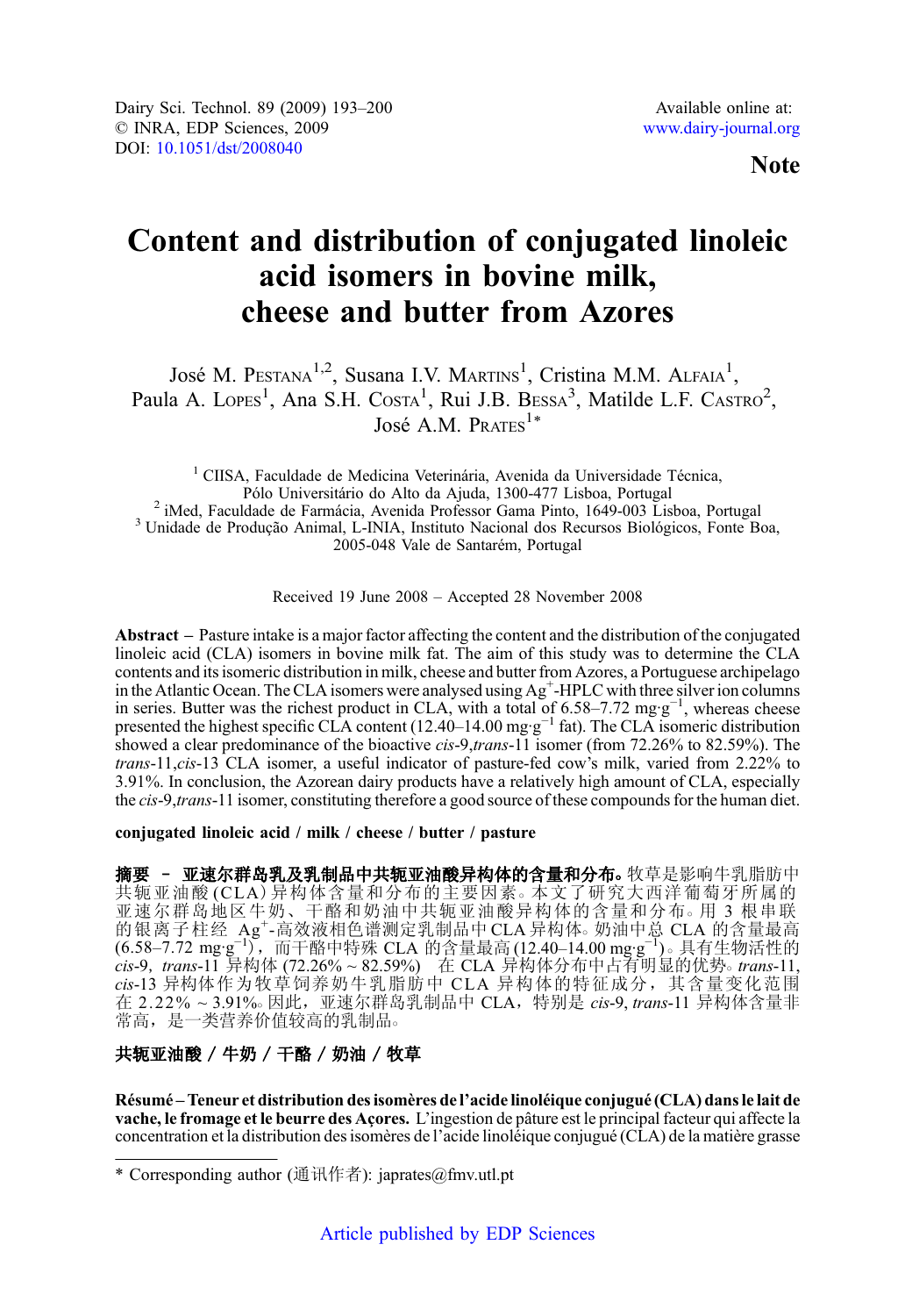Note

# Content and distribution of conjugated linoleic acid isomers in bovine milk, cheese and butter from Azores

José M. Pestana[1,2], Susana I.V. Martins[1], Cristina M.M. Alfaia[1], Paula A. Lopes[1], Ana S.H. Costa[1], Rui J.B. Bessa[3], Matilde L.F. Castro[2], José A.M. Prates[1]*

[1] CIISA, Faculdade de Medicina Veterinária, Avenida da Universidade Técnica, Pólo Universitário do Alto da Ajuda, 1300-477 Lisboa, Portugal
[2] iMed, Faculdade de Farmácia, Avenida Professor Gama Pinto, 1649-003 Lisboa, Portugal
[3] Unidade de Produção Animal, L-INIA, Instituto Nacional dos Recursos Biológicos, Fonte Boa, 2005-048 Vale de Santarém, Portugal

Received 19 June 2008 – Accepted 28 November 2008

**Abstract** – Pasture intake is a major factor affecting the content and the distribution of the conjugated linoleic acid (CLA) isomers in bovine milk fat. The aim of this study was to determine the CLA contents and its isomeric distribution in milk, cheese and butter from Azores, a Portuguese archipelago in the Atlantic Ocean. The CLA isomers were analysed using $Ag^+$-HPLC with three silver ion columns in series. Butter was the richest product in CLA, with a total of 6.58–7.72 $mg \cdot g^{-1}$, whereas cheese presented the highest specific CLA content (12.40–14.00 $mg \cdot g^{-1}$ fat). The CLA isomeric distribution showed a clear predominance of the bioactive *cis*-9,*trans*-11 isomer (from 72.26% to 82.59%). The *trans*-11,*cis*-13 CLA isomer, a useful indicator of pasture-fed cow's milk, varied from 2.22% to 3.91%. In conclusion, the Azorean dairy products have a relatively high amount of CLA, especially the *cis*-9,*trans*-11 isomer, constituting therefore a good source of these compounds for the human diet.

**conjugated linoleic acid / milk / cheese / butter / pasture**

**摘要 – 亚速尔群岛乳及乳制品中共轭亚油酸异构体的含量和分布。**牧草是影响牛乳脂肪中共轭亚油酸(CLA)异构体含量和分布的主要因素。本文了研究大西洋葡萄牙所属的亚速尔群岛地区牛奶、干酪和奶油中共轭亚油酸异构体的含量和分布。用 3 根串联的银离子柱经 $Ag^+$-高效液相色谱测定乳制品中 CLA 异构体。奶油中总 CLA 的含量最高(6.58–7.72 $mg \cdot g^{-1}$)，而干酪中特殊 CLA 的含量最高(12.40–14.00 $mg \cdot g^{-1}$)。具有生物活性的 *cis*-9, *trans*-11 异构体 (72.26% ~ 82.59%) 在 CLA 异构体分布中占有明显的优势。*trans*-11, *cis*-13 异构体作为牧草饲养奶牛乳脂肪中 CLA 异构体的特征成分，其含量变化范围在 2.22% ~ 3.91%。因此，亚速尔群岛乳制品中 CLA，特别是 *cis*-9, *trans*-11 异构体含量非常高，是一类营养价值较高的乳制品。

**共轭亚油酸 / 牛奶 / 干酪 / 奶油 / 牧草**

**Résumé – Teneur et distribution des isomères de l'acide linoléique conjugué (CLA) dans le lait de vache, le fromage et le beurre des Açores.** L'ingestion de pâture est le principal facteur qui affecte la concentration et la distribution des isomères de l'acide linoléique conjugué (CLA) de la matière grasse

* Corresponding author (通讯作者): japrates@fmv.utl.pt

Article published by EDP Sciences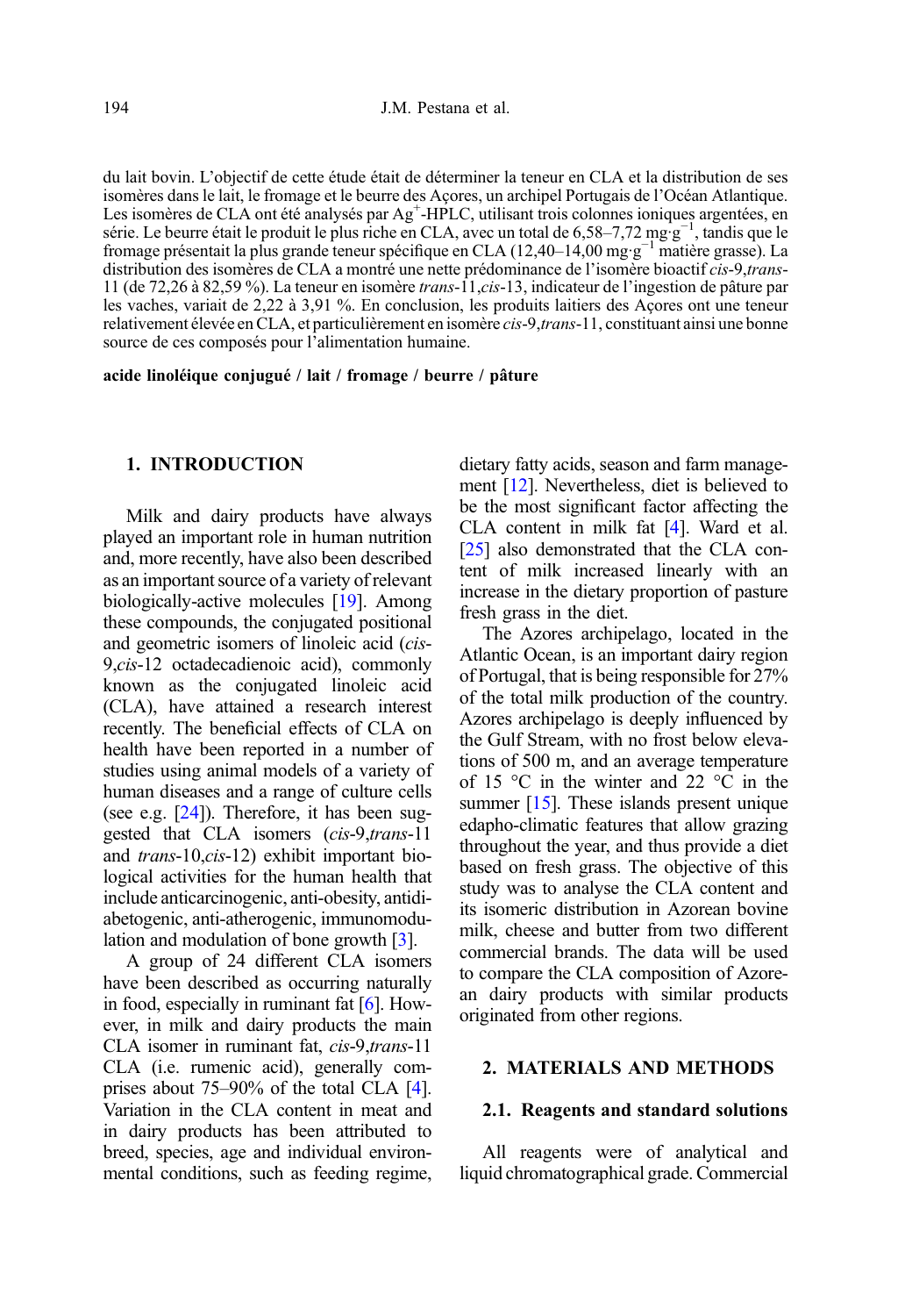du lait bovin. L'objectif de cette étude était de déterminer la teneur en CLA et la distribution de ses isomères dans le lait, le fromage et le beurre des Açores, un archipel Portugais de l'Océan Atlantique. Les isomères de CLA ont été analysés par $Ag^+$-HPLC, utilisant trois colonnes ioniques argentées, en série. Le beurre était le produit le plus riche en CLA, avec un total de 6,58–7,72 $mg \cdot g^{-1}$, tandis que le fromage présentait la plus grande teneur spécifique en CLA (12,40–14,00 $mg \cdot g^{-1}$ matière grasse). La distribution des isomères de CLA a montré une nette prédominance de l'isomère bioactif *cis*-9,*trans*-11 (de 72,26 à 82,59 %). La teneur en isomère *trans*-11,*cis*-13, indicateur de l'ingestion de pâture par les vaches, variait de 2,22 à 3,91 %. En conclusion, les produits laitiers des Açores ont une teneur relativement élevée en CLA, et particulièrement en isomère *cis*-9,*trans*-11, constituant ainsi une bonne source de ces composés pour l'alimentation humaine.

**acide linoléique conjugué / lait / fromage / beurre / pâture**

## 1. INTRODUCTION

Milk and dairy products have always played an important role in human nutrition and, more recently, have also been described as an important source of a variety of relevant biologically-active molecules [19]. Among these compounds, the conjugated positional and geometric isomers of linoleic acid (*cis*-9,*cis*-12 octadecadienoic acid), commonly known as the conjugated linoleic acid (CLA), have attained a research interest recently. The beneficial effects of CLA on health have been reported in a number of studies using animal models of a variety of human diseases and a range of culture cells (see e.g. [24]). Therefore, it has been suggested that CLA isomers (*cis*-9,*trans*-11 and *trans*-10,*cis*-12) exhibit important biological activities for the human health that include anticarcinogenic, anti-obesity, antidiabetogenic, anti-atherogenic, immunomodulation and modulation of bone growth [3].

A group of 24 different CLA isomers have been described as occurring naturally in food, especially in ruminant fat [6]. However, in milk and dairy products the main CLA isomer in ruminant fat, *cis*-9,*trans*-11 CLA (i.e. rumenic acid), generally comprises about 75–90% of the total CLA [4]. Variation in the CLA content in meat and in dairy products has been attributed to breed, species, age and individual environmental conditions, such as feeding regime, dietary fatty acids, season and farm management [12]. Nevertheless, diet is believed to be the most significant factor affecting the CLA content in milk fat [4]. Ward et al. [25] also demonstrated that the CLA content of milk increased linearly with an increase in the dietary proportion of pasture fresh grass in the diet.

The Azores archipelago, located in the Atlantic Ocean, is an important dairy region of Portugal, that is being responsible for 27% of the total milk production of the country. Azores archipelago is deeply influenced by the Gulf Stream, with no frost below elevations of 500 m, and an average temperature of 15 °C in the winter and 22 °C in the summer [15]. These islands present unique edapho-climatic features that allow grazing throughout the year, and thus provide a diet based on fresh grass. The objective of this study was to analyse the CLA content and its isomeric distribution in Azorean bovine milk, cheese and butter from two different commercial brands. The data will be used to compare the CLA composition of Azorean dairy products with similar products originated from other regions.

## 2. MATERIALS AND METHODS

### 2.1. Reagents and standard solutions

All reagents were of analytical and liquid chromatographical grade. Commercial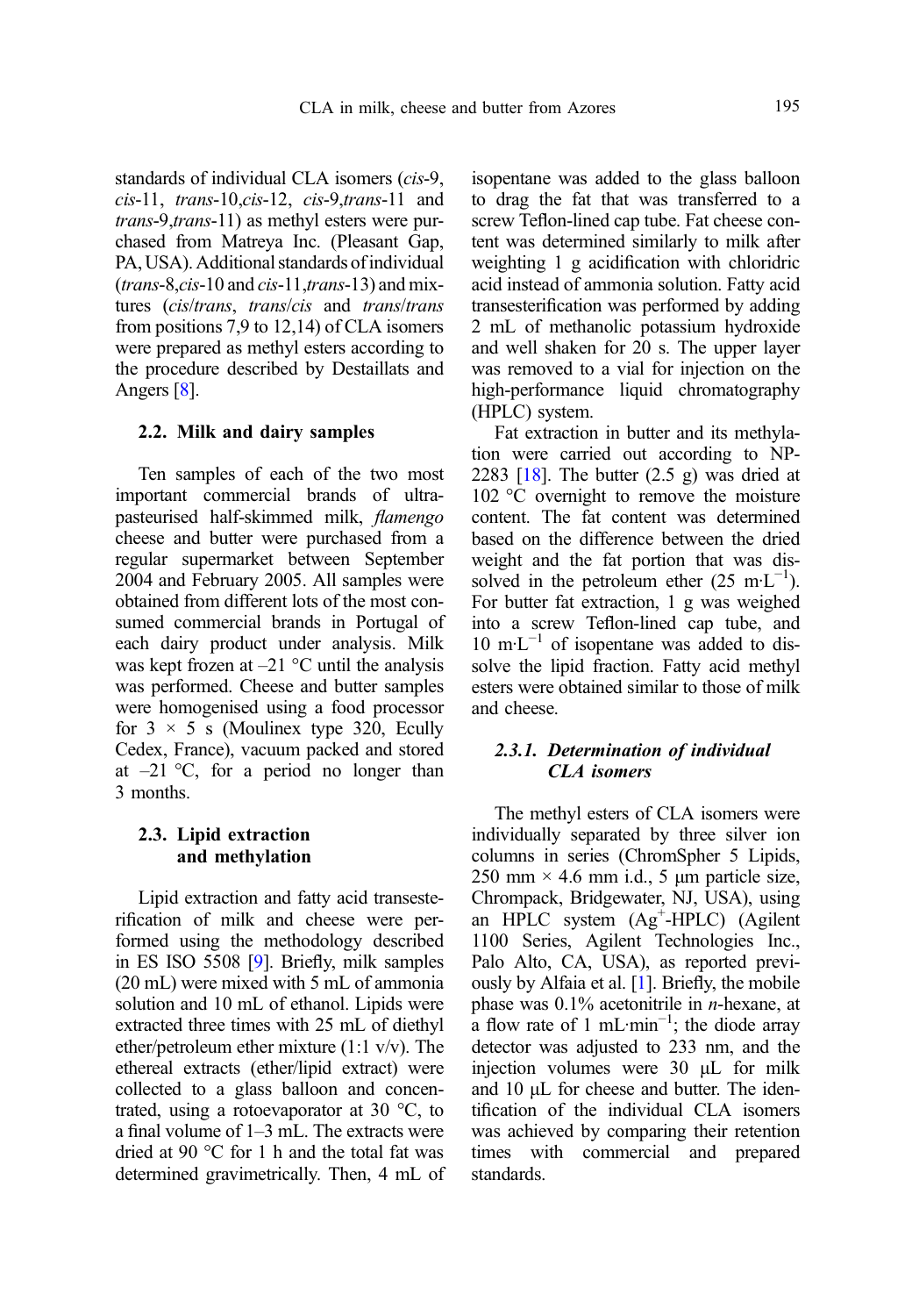standards of individual CLA isomers (*cis*-9, *cis*-11, *trans*-10,*cis*-12, *cis*-9,*trans*-11 and *trans*-9,*trans*-11) as methyl esters were purchased from Matreya Inc. (Pleasant Gap, PA, USA). Additional standards of individual (*trans*-8,*cis*-10 and *cis*-11,*trans*-13) and mixtures (*cis*/*trans*, *trans*/*cis* and *trans*/*trans* from positions 7,9 to 12,14) of CLA isomers were prepared as methyl esters according to the procedure described by Destaillats and Angers [8].

### 2.2. Milk and dairy samples

Ten samples of each of the two most important commercial brands of ultra-pasteurised half-skimmed milk, *flamengo* cheese and butter were purchased from a regular supermarket between September 2004 and February 2005. All samples were obtained from different lots of the most consumed commercial brands in Portugal of each dairy product under analysis. Milk was kept frozen at –21 °C until the analysis was performed. Cheese and butter samples were homogenised using a food processor for 3 × 5 s (Moulinex type 320, Ecully Cedex, France), vacuum packed and stored at –21 °C, for a period no longer than 3 months.

### 2.3. Lipid extraction and methylation

Lipid extraction and fatty acid transesterification of milk and cheese were performed using the methodology described in ES ISO 5508 [9]. Briefly, milk samples (20 mL) were mixed with 5 mL of ammonia solution and 10 mL of ethanol. Lipids were extracted three times with 25 mL of diethyl ether/petroleum ether mixture (1:1 v/v). The ethereal extracts (ether/lipid extract) were collected to a glass balloon and concentrated, using a rotoevaporator at 30 °C, to a final volume of 1–3 mL. The extracts were dried at 90 °C for 1 h and the total fat was determined gravimetrically. Then, 4 mL of isopentane was added to the glass balloon to drag the fat that was transferred to a screw Teflon-lined cap tube. Fat cheese content was determined similarly to milk after weighting 1 g acidification with chloridric acid instead of ammonia solution. Fatty acid transesterification was performed by adding 2 mL of methanolic potassium hydroxide and well shaken for 20 s. The upper layer was removed to a vial for injection on the high-performance liquid chromatography (HPLC) system.

Fat extraction in butter and its methylation were carried out according to NP-2283 [18]. The butter (2.5 g) was dried at 102 °C overnight to remove the moisture content. The fat content was determined based on the difference between the dried weight and the fat portion that was dissolved in the petroleum ether (25 $m \cdot L^{-1}$). For butter fat extraction, 1 g was weighed into a screw Teflon-lined cap tube, and 10 $m \cdot L^{-1}$ of isopentane was added to dissolve the lipid fraction. Fatty acid methyl esters were obtained similar to those of milk and cheese.

#### 2.3.1. Determination of individual CLA isomers

The methyl esters of CLA isomers were individually separated by three silver ion columns in series (ChromSpher 5 Lipids, 250 mm × 4.6 mm i.d., 5 μm particle size, Chrompack, Bridgewater, NJ, USA), using an HPLC system ($Ag^{+}$-HPLC) (Agilent 1100 Series, Agilent Technologies Inc., Palo Alto, CA, USA), as reported previously by Alfaia et al. [1]. Briefly, the mobile phase was 0.1% acetonitrile in *n*-hexane, at a flow rate of 1 $mL \cdot min^{-1}$; the diode array detector was adjusted to 233 nm, and the injection volumes were 30 μL for milk and 10 μL for cheese and butter. The identification of the individual CLA isomers was achieved by comparing their retention times with commercial and prepared standards.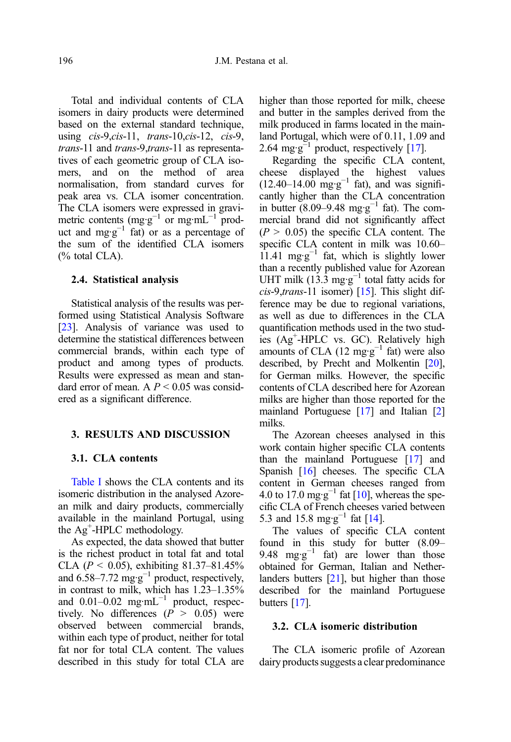Total and individual contents of CLA isomers in dairy products were determined based on the external standard technique, using *cis*-9,*cis*-11, *trans*-10,*cis*-12, *cis*-9, *trans*-11 and *trans*-9,*trans*-11 as representatives of each geometric group of CLA isomers, and on the method of area normalisation, from standard curves for peak area vs. CLA isomer concentration. The CLA isomers were expressed in gravimetric contents ($mg \cdot g^{-1}$ or $mg \cdot mL^{-1}$ product and $mg \cdot g^{-1}$ fat) or as a percentage of the sum of the identified CLA isomers (% total CLA).

### 2.4. Statistical analysis

Statistical analysis of the results was performed using Statistical Analysis Software [23]. Analysis of variance was used to determine the statistical differences between commercial brands, within each type of product and among types of products. Results were expressed as mean and standard error of mean. A $P < 0.05$ was considered as a significant difference.

## 3. RESULTS AND DISCUSSION

### 3.1. CLA contents

Table I shows the CLA contents and its isomeric distribution in the analysed Azorean milk and dairy products, commercially available in the mainland Portugal, using the $Ag^{+}$-HPLC methodology.

As expected, the data showed that butter is the richest product in total fat and total CLA ($P < 0.05$), exhibiting 81.37–81.45% and 6.58–7.72 $mg \cdot g^{-1}$ product, respectively, in contrast to milk, which has 1.23–1.35% and 0.01–0.02 $mg \cdot mL^{-1}$ product, respectively. No differences ($P > 0.05$) were observed between commercial brands, within each type of product, neither for total fat nor for total CLA content. The values described in this study for total CLA are higher than those reported for milk, cheese and butter in the samples derived from the milk produced in farms located in the mainland Portugal, which were of 0.11, 1.09 and 2.64 $mg \cdot g^{-1}$ product, respectively [17].

Regarding the specific CLA content, cheese displayed the highest values (12.40–14.00 $mg \cdot g^{-1}$ fat), and was significantly higher than the CLA concentration in butter (8.09–9.48 $mg \cdot g^{-1}$ fat). The commercial brand did not significantly affect ($P > 0.05$) the specific CLA content. The specific CLA content in milk was 10.60–11.41 $mg \cdot g^{-1}$ fat, which is slightly lower than a recently published value for Azorean UHT milk (13.3 $mg \cdot g^{-1}$ total fatty acids for *cis*-9,*trans*-11 isomer) [15]. This slight difference may be due to regional variations, as well as due to differences in the CLA quantification methods used in the two studies ($Ag^{+}$-HPLC vs. GC). Relatively high amounts of CLA (12 $mg \cdot g^{-1}$ fat) were also described, by Precht and Molkentin [20], for German milks. However, the specific contents of CLA described here for Azorean milks are higher than those reported for the mainland Portuguese [17] and Italian [2] milks.

The Azorean cheeses analysed in this work contain higher specific CLA contents than the mainland Portuguese [17] and Spanish [16] cheeses. The specific CLA content in German cheeses ranged from 4.0 to 17.0 $mg \cdot g^{-1}$ fat [10], whereas the specific CLA of French cheeses varied between 5.3 and 15.8 $mg \cdot g^{-1}$ fat [14].

The values of specific CLA content found in this study for butter (8.09–9.48 $mg \cdot g^{-1}$ fat) are lower than those obtained for German, Italian and Netherlanders butters [21], but higher than those described for the mainland Portuguese butters [17].

### 3.2. CLA isomeric distribution

The CLA isomeric profile of Azorean dairy products suggests a clear predominance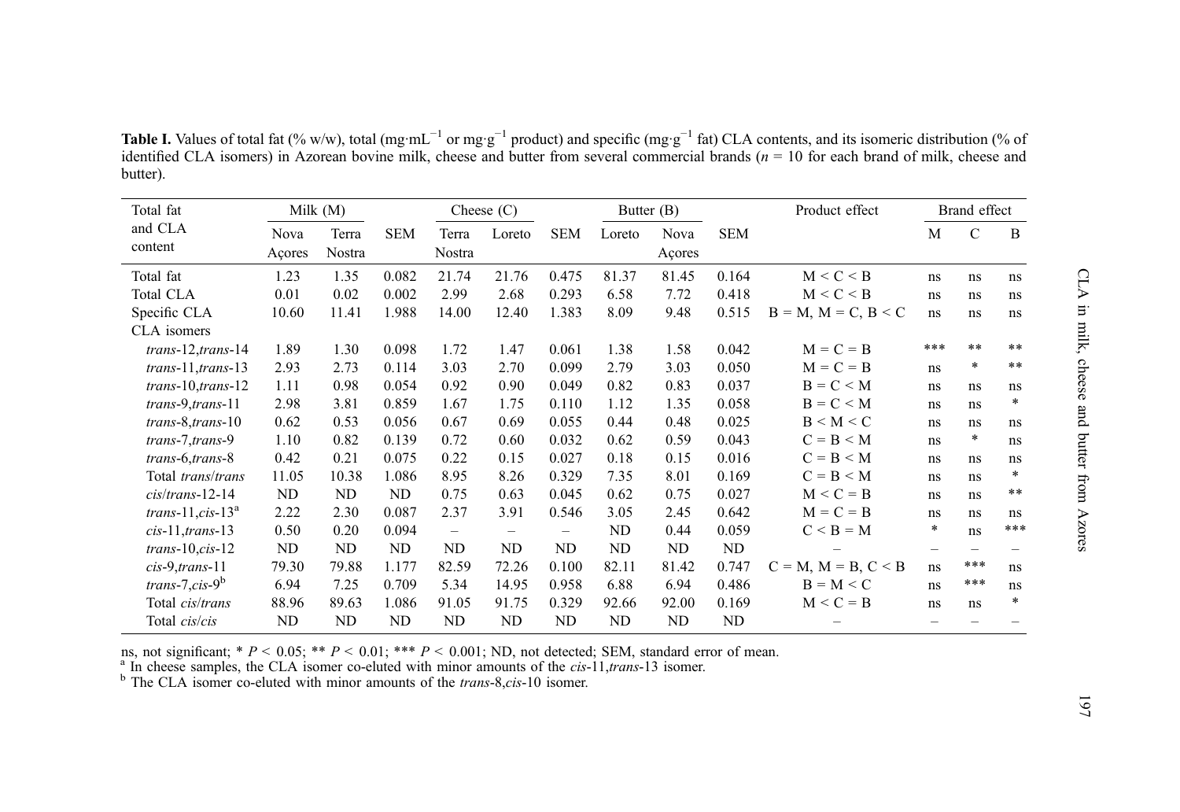**Table I.** Values of total fat (% w/w), total (mg·mL$^{-1}$ or mg·g$^{-1}$ product) and specific (mg·g$^{-1}$ fat) CLA contents, and its isomeric distribution (% of identified CLA isomers) in Azorean bovine milk, cheese and butter from several commercial brands ($n$ = 10 for each brand of milk, cheese and butter).

| Total fat and CLA content | Milk (M) | | SEM | Cheese (C) | | SEM | Butter (B) | | SEM | Product effect | Brand effect | | |
|---|---|---|---|---|---|---|---|---|---|---|---|---|---|
| | Nova Açores | Terra Nostra | | Terra Nostra | Loreto | | Loreto | Nova Açores | | | M | C | B |
| Total fat | 1.23 | 1.35 | 0.082 | 21.74 | 21.76 | 0.475 | 81.37 | 81.45 | 0.164 | M < C < B | ns | ns | ns |
| Total CLA | 0.01 | 0.02 | 0.002 | 2.99 | 2.68 | 0.293 | 6.58 | 7.72 | 0.418 | M < C < B | ns | ns | ns |
| Specific CLA | 10.60 | 11.41 | 1.988 | 14.00 | 12.40 | 1.383 | 8.09 | 9.48 | 0.515 | B = M, M = C, B < C | ns | ns | ns |
| CLA isomers | | | | | | | | | | | | | |
| *trans*-12,*trans*-14 | 1.89 | 1.30 | 0.098 | 1.72 | 1.47 | 0.061 | 1.38 | 1.58 | 0.042 | M = C = B | *** | ** | ** |
| *trans*-11,*trans*-13 | 2.93 | 2.73 | 0.114 | 3.03 | 2.70 | 0.099 | 2.79 | 3.03 | 0.050 | M = C = B | ns | * | ** |
| *trans*-10,*trans*-12 | 1.11 | 0.98 | 0.054 | 0.92 | 0.90 | 0.049 | 0.82 | 0.83 | 0.037 | B = C < M | ns | ns | ns |
| *trans*-9,*trans*-11 | 2.98 | 3.81 | 0.859 | 1.67 | 1.75 | 0.110 | 1.12 | 1.35 | 0.058 | B = C < M | ns | ns | * |
| *trans*-8,*trans*-10 | 0.62 | 0.53 | 0.056 | 0.67 | 0.69 | 0.055 | 0.44 | 0.48 | 0.025 | B < M < C | ns | ns | ns |
| *trans*-7,*trans*-9 | 1.10 | 0.82 | 0.139 | 0.72 | 0.60 | 0.032 | 0.62 | 0.59 | 0.043 | C = B < M | ns | * | ns |
| *trans*-6,*trans*-8 | 0.42 | 0.21 | 0.075 | 0.22 | 0.15 | 0.027 | 0.18 | 0.15 | 0.016 | C = B < M | ns | ns | ns |
| Total *trans*/*trans* | 11.05 | 10.38 | 1.086 | 8.95 | 8.26 | 0.329 | 7.35 | 8.01 | 0.169 | C = B < M | ns | ns | * |
| *cis*/*trans*-12-14 | ND | ND | ND | 0.75 | 0.63 | 0.045 | 0.62 | 0.75 | 0.027 | M < C = B | ns | ns | ** |
| *trans*-11,*cis*-13[a] | 2.22 | 2.30 | 0.087 | 2.37 | 3.91 | 0.546 | 3.05 | 2.45 | 0.642 | M = C = B | ns | ns | ns |
| *cis*-11,*trans*-13 | 0.50 | 0.20 | 0.094 | – | – | – | ND | 0.44 | 0.059 | C < B = M | * | ns | *** |
| *trans*-10,*cis*-12 | ND | ND | ND | ND | ND | ND | ND | ND | ND | – | – | – | – |
| *cis*-9,*trans*-11 | 79.30 | 79.88 | 1.177 | 82.59 | 72.26 | 0.100 | 82.11 | 81.42 | 0.747 | C = M, M = B, C < B | ns | *** | ns |
| *trans*-7,*cis*-9[b] | 6.94 | 7.25 | 0.709 | 5.34 | 14.95 | 0.958 | 6.88 | 6.94 | 0.486 | B = M < C | ns | *** | ns |
| Total *cis*/*trans* | 88.96 | 89.63 | 1.086 | 91.05 | 91.75 | 0.329 | 92.66 | 92.00 | 0.169 | M < C = B | ns | ns | * |
| Total *cis*/*cis* | ND | ND | ND | ND | ND | ND | ND | ND | ND | – | – | – | – |

ns, not significant; * $P < 0.05$; ** $P < 0.01$; *** $P < 0.001$; ND, not detected; SEM, standard error of mean.
[a] In cheese samples, the CLA isomer co-eluted with minor amounts of the *cis*-11,*trans*-13 isomer.
[b] The CLA isomer co-eluted with minor amounts of the *trans*-8,*cis*-10 isomer.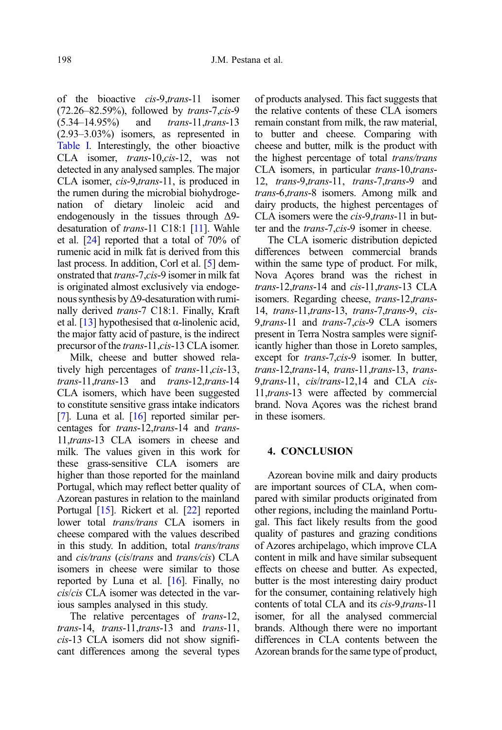of the bioactive *cis*-9,*trans*-11 isomer (72.26–82.59%), followed by *trans*-7,*cis*-9 (5.34–14.95%) and *trans*-11,*trans*-13 (2.93–3.03%) isomers, as represented in Table I. Interestingly, the other bioactive CLA isomer, *trans*-10,*cis*-12, was not detected in any analysed samples. The major CLA isomer, *cis*-9,*trans*-11, is produced in the rumen during the microbial biohydrogenation of dietary linoleic acid and endogenously in the tissues through Δ9-desaturation of *trans*-11 C18:1 [11]. Wahle et al. [24] reported that a total of 70% of rumenic acid in milk fat is derived from this last process. In addition, Corl et al. [5] demonstrated that *trans*-7,*cis*-9 isomer in milk fat is originated almost exclusively via endogenous synthesis by Δ9-desaturation with ruminally derived *trans*-7 C18:1. Finally, Kraft et al. [13] hypothesised that α-linolenic acid, the major fatty acid of pasture, is the indirect precursor of the *trans*-11,*cis*-13 CLA isomer.

Milk, cheese and butter showed relatively high percentages of *trans*-11,*cis*-13, *trans*-11,*trans*-13 and *trans*-12,*trans*-14 CLA isomers, which have been suggested to constitute sensitive grass intake indicators [7]. Luna et al. [16] reported similar percentages for *trans*-12,*trans*-14 and *trans*-11,*trans*-13 CLA isomers in cheese and milk. The values given in this work for these grass-sensitive CLA isomers are higher than those reported for the mainland Portugal, which may reflect better quality of Azorean pastures in relation to the mainland Portugal [15]. Rickert et al. [22] reported lower total *trans/trans* CLA isomers in cheese compared with the values described in this study. In addition, total *trans/trans* and *cis/trans* (*cis/trans* and *trans/cis*) CLA isomers in cheese were similar to those reported by Luna et al. [16]. Finally, no *cis/cis* CLA isomer was detected in the various samples analysed in this study.

The relative percentages of *trans*-12, *trans*-14, *trans*-11,*trans*-13 and *trans*-11, *cis*-13 CLA isomers did not show significant differences among the several types of products analysed. This fact suggests that the relative contents of these CLA isomers remain constant from milk, the raw material, to butter and cheese. Comparing with cheese and butter, milk is the product with the highest percentage of total *trans/trans* CLA isomers, in particular *trans*-10,*trans*-12, *trans*-9,*trans*-11, *trans*-7,*trans*-9 and *trans*-6,*trans*-8 isomers. Among milk and dairy products, the highest percentages of CLA isomers were the *cis*-9,*trans*-11 in butter and the *trans*-7,*cis*-9 isomer in cheese.

The CLA isomeric distribution depicted differences between commercial brands within the same type of product. For milk, Nova Açores brand was the richest in *trans*-12,*trans*-14 and *cis*-11,*trans*-13 CLA isomers. Regarding cheese, *trans*-12,*trans*-14, *trans*-11,*trans*-13, *trans*-7,*trans*-9, *cis*-9,*trans*-11 and *trans*-7,*cis*-9 CLA isomers present in Terra Nostra samples were significantly higher than those in Loreto samples, except for *trans*-7,*cis*-9 isomer. In butter, *trans*-12,*trans*-14, *trans*-11,*trans*-13, *trans*-9,*trans*-11, *cis/trans*-12,14 and CLA *cis*-11,*trans*-13 were affected by commercial brand. Nova Açores was the richest brand in these isomers.

## 4. CONCLUSION

Azorean bovine milk and dairy products are important sources of CLA, when compared with similar products originated from other regions, including the mainland Portugal. This fact likely results from the good quality of pastures and grazing conditions of Azores archipelago, which improve CLA content in milk and have similar subsequent effects on cheese and butter. As expected, butter is the most interesting dairy product for the consumer, containing relatively high contents of total CLA and its *cis*-9,*trans*-11 isomer, for all the analysed commercial brands. Although there were no important differences in CLA contents between the Azorean brands for the same type of product,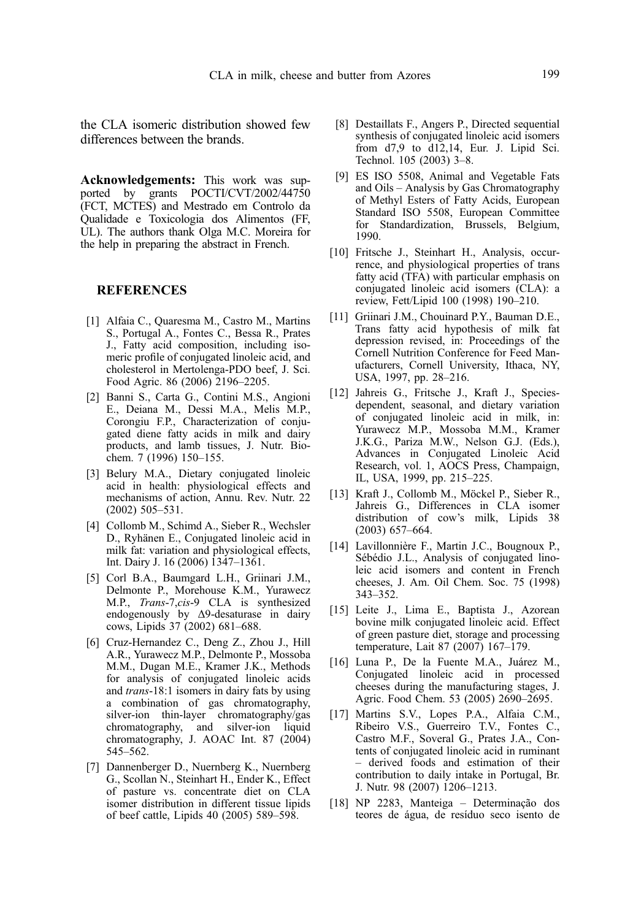the CLA isomeric distribution showed few differences between the brands.

**Acknowledgements:** This work was supported by grants POCTI/CVT/2002/44750 (FCT, MCTES) and Mestrado em Controlo da Qualidade e Toxicologia dos Alimentos (FF, UL). The authors thank Olga M.C. Moreira for the help in preparing the abstract in French.

## REFERENCES

[1] Alfaia C., Quaresma M., Castro M., Martins S., Portugal A., Fontes C., Bessa R., Prates J., Fatty acid composition, including isomeric profile of conjugated linoleic acid, and cholesterol in Mertolenga-PDO beef, J. Sci. Food Agric. 86 (2006) 2196–2205.

[2] Banni S., Carta G., Contini M.S., Angioni E., Deiana M., Dessi M.A., Melis M.P., Corongiu F.P., Characterization of conjugated diene fatty acids in milk and dairy products, and lamb tissues, J. Nutr. Biochem. 7 (1996) 150–155.

[3] Belury M.A., Dietary conjugated linoleic acid in health: physiological effects and mechanisms of action, Annu. Rev. Nutr. 22 (2002) 505–531.

[4] Collomb M., Schimd A., Sieber R., Wechsler D., Ryhänen E., Conjugated linoleic acid in milk fat: variation and physiological effects, Int. Dairy J. 16 (2006) 1347–1361.

[5] Corl B.A., Baumgard L.H., Griinari J.M., Delmonte P., Morehouse K.M., Yurawecz M.P., *Trans*-7,*cis*-9 CLA is synthesized endogenously by Δ9-desaturase in dairy cows, Lipids 37 (2002) 681–688.

[6] Cruz-Hernandez C., Deng Z., Zhou J., Hill A.R., Yurawecz M.P., Delmonte P., Mossoba M.M., Dugan M.E., Kramer J.K., Methods for analysis of conjugated linoleic acids and *trans*-18:1 isomers in dairy fats by using a combination of gas chromatography, silver-ion thin-layer chromatography/gas chromatography, and silver-ion liquid chromatography, J. AOAC Int. 87 (2004) 545–562.

[7] Dannenberger D., Nuernberg K., Nuernberg G., Scollan N., Steinhart H., Ender K., Effect of pasture vs. concentrate diet on CLA isomer distribution in different tissue lipids of beef cattle, Lipids 40 (2005) 589–598.

[8] Destaillats F., Angers P., Directed sequential synthesis of conjugated linoleic acid isomers from d7,9 to d12,14, Eur. J. Lipid Sci. Technol. 105 (2003) 3–8.

[9] ES ISO 5508, Animal and Vegetable Fats and Oils – Analysis by Gas Chromatography of Methyl Esters of Fatty Acids, European Standard ISO 5508, European Committee for Standardization, Brussels, Belgium, 1990.

[10] Fritsche J., Steinhart H., Analysis, occurrence, and physiological properties of trans fatty acid (TFA) with particular emphasis on conjugated linoleic acid isomers (CLA): a review, Fett/Lipid 100 (1998) 190–210.

[11] Griinari J.M., Chouinard P.Y., Bauman D.E., Trans fatty acid hypothesis of milk fat depression revised, in: Proceedings of the Cornell Nutrition Conference for Feed Manufacturers, Cornell University, Ithaca, NY, USA, 1997, pp. 28–216.

[12] Jahreis G., Fritsche J., Kraft J., Species-dependent, seasonal, and dietary variation of conjugated linoleic acid in milk, in: Yurawecz M.P., Mossoba M.M., Kramer J.K.G., Pariza M.W., Nelson G.J. (Eds.), Advances in Conjugated Linoleic Acid Research, vol. 1, AOCS Press, Champaign, IL, USA, 1999, pp. 215–225.

[13] Kraft J., Collomb M., Möckel P., Sieber R., Jahreis G., Differences in CLA isomer distribution of cow's milk, Lipids 38 (2003) 657–664.

[14] Lavillonnière F., Martin J.C., Bougnoux P., Sébédio J.L., Analysis of conjugated linoleic acid isomers and content in French cheeses, J. Am. Oil Chem. Soc. 75 (1998) 343–352.

[15] Leite J., Lima E., Baptista J., Azorean bovine milk conjugated linoleic acid. Effect of green pasture diet, storage and processing temperature, Lait 87 (2007) 167–179.

[16] Luna P., De la Fuente M.A., Juárez M., Conjugated linoleic acid in processed cheeses during the manufacturing stages, J. Agric. Food Chem. 53 (2005) 2690–2695.

[17] Martins S.V., Lopes P.A., Alfaia C.M., Ribeiro V.S., Guerreiro T.V., Fontes C., Castro M.F., Soveral G., Prates J.A., Contents of conjugated linoleic acid in ruminant – derived foods and estimation of their contribution to daily intake in Portugal, Br. J. Nutr. 98 (2007) 1206–1213.

[18] NP 2283, Manteiga – Determinação dos teores de água, de resíduo seco isento de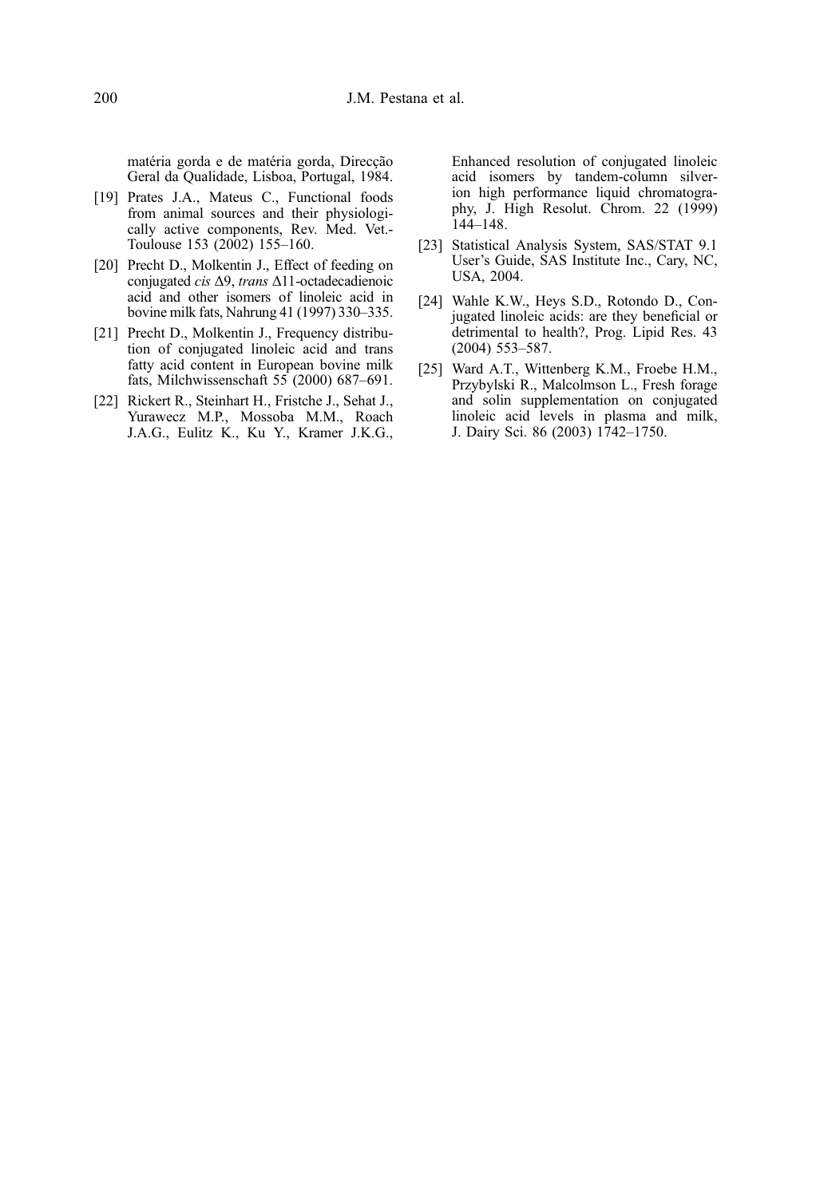matéria gorda e de matéria gorda, Direcção Geral da Qualidade, Lisboa, Portugal, 1984.

[19] Prates J.A., Mateus C., Functional foods from animal sources and their physiologically active components, Rev. Med. Vet.-Toulouse 153 (2002) 155–160.

[20] Precht D., Molkentin J., Effect of feeding on conjugated *cis* Δ9, *trans* Δ11-octadecadienoic acid and other isomers of linoleic acid in bovine milk fats, Nahrung 41 (1997) 330–335.

[21] Precht D., Molkentin J., Frequency distribution of conjugated linoleic acid and trans fatty acid content in European bovine milk fats, Milchwissenschaft 55 (2000) 687–691.

[22] Rickert R., Steinhart H., Fristche J., Sehat J., Yurawecz M.P., Mossoba M.M., Roach J.A.G., Eulitz K., Ku Y., Kramer J.K.G., Enhanced resolution of conjugated linoleic acid isomers by tandem-column silver-ion high performance liquid chromatography, J. High Resolut. Chrom. 22 (1999) 144–148.

[23] Statistical Analysis System, SAS/STAT 9.1 User's Guide, SAS Institute Inc., Cary, NC, USA, 2004.

[24] Wahle K.W., Heys S.D., Rotondo D., Conjugated linoleic acids: are they beneficial or detrimental to health?, Prog. Lipid Res. 43 (2004) 553–587.

[25] Ward A.T., Wittenberg K.M., Froebe H.M., Przybylski R., Malcolmson L., Fresh forage and solin supplementation on conjugated linoleic acid levels in plasma and milk, J. Dairy Sci. 86 (2003) 1742–1750.